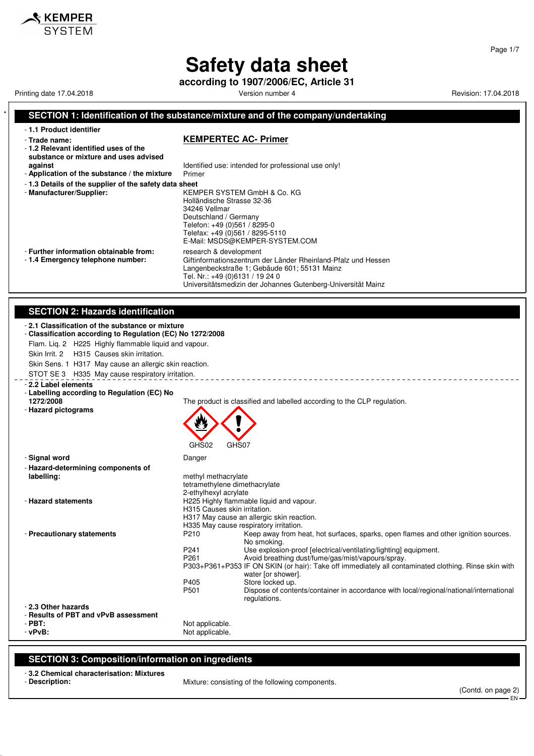# Safety data sheet

**according to 1907/2006/EC, Article 31**

Printing date 17.04.2018 | Version number 4 | Revision: 17.04.2018

## SECTION 1: Identification of the substance/mixture and of the company/undertaking

- **1.1 Product identifier**
- **Trade name:** **KEMPERTEC AC- Primer**
- **1.2 Relevant identified uses of the substance or mixture and uses advised against** Identified use: intended for professional use only!
- **Application of the substance / the mixture** Primer
- **1.3 Details of the supplier of the safety data sheet**
- **Manufacturer/Supplier:**
  KEMPER SYSTEM GmbH & Co. KG
  Holländische Strasse 32-36
  34246 Vellmar
  Deutschland / Germany
  Telefon: +49 (0)561 / 8295-0
  Telefax: +49 (0)561 / 8295-5110
  E-Mail: MSDS@KEMPER-SYSTEM.COM
- **Further information obtainable from:** research & development
- **1.4 Emergency telephone number:**
  Giftinformationszentrum der Länder Rheinland-Pfalz und Hessen
  Langenbeckstraße 1; Gebäude 601; 55131 Mainz
  Tel. Nr.: +49 (0)6131 / 19 24 0
  Universitätsmedizin der Johannes Gutenberg-Universität Mainz

## SECTION 2: Hazards identification

- **2.1 Classification of the substance or mixture**
- **Classification according to Regulation (EC) No 1272/2008**

Flam. Liq. 2 H225 Highly flammable liquid and vapour.

Skin Irrit. 2 H315 Causes skin irritation.

Skin Sens. 1 H317 May cause an allergic skin reaction.

STOT SE 3 H335 May cause respiratory irritation.

- **2.2 Label elements**
- **Labelling according to Regulation (EC) No 1272/2008** The product is classified and labelled according to the CLP regulation.
- **Hazard pictograms**

GHS02 GHS07

- **Signal word** Danger
- **Hazard-determining components of labelling:**
  methyl methacrylate
  tetramethylene dimethacrylate
  2-ethylhexyl acrylate
- **Hazard statements**
  H225 Highly flammable liquid and vapour.
  H315 Causes skin irritation.
  H317 May cause an allergic skin reaction.
  H335 May cause respiratory irritation.
- **Precautionary statements**

| | |
|---|---|
| P210 | Keep away from heat, hot surfaces, sparks, open flames and other ignition sources. No smoking. |
| P241 | Use explosion-proof [electrical/ventilating/lighting] equipment. |
| P261 | Avoid breathing dust/fume/gas/mist/vapours/spray. |
| P303+P361+P353 | IF ON SKIN (or hair): Take off immediately all contaminated clothing. Rinse skin with water [or shower]. |
| P405 | Store locked up. |
| P501 | Dispose of contents/container in accordance with local/regional/national/international regulations. |

- **2.3 Other hazards**
- **Results of PBT and vPvB assessment**
- **PBT:** Not applicable.
- **vPvB:** Not applicable.

## SECTION 3: Composition/information on ingredients

- **3.2 Chemical characterisation: Mixtures**
- **Description:** Mixture: consisting of the following components.

(Contd. on page 2)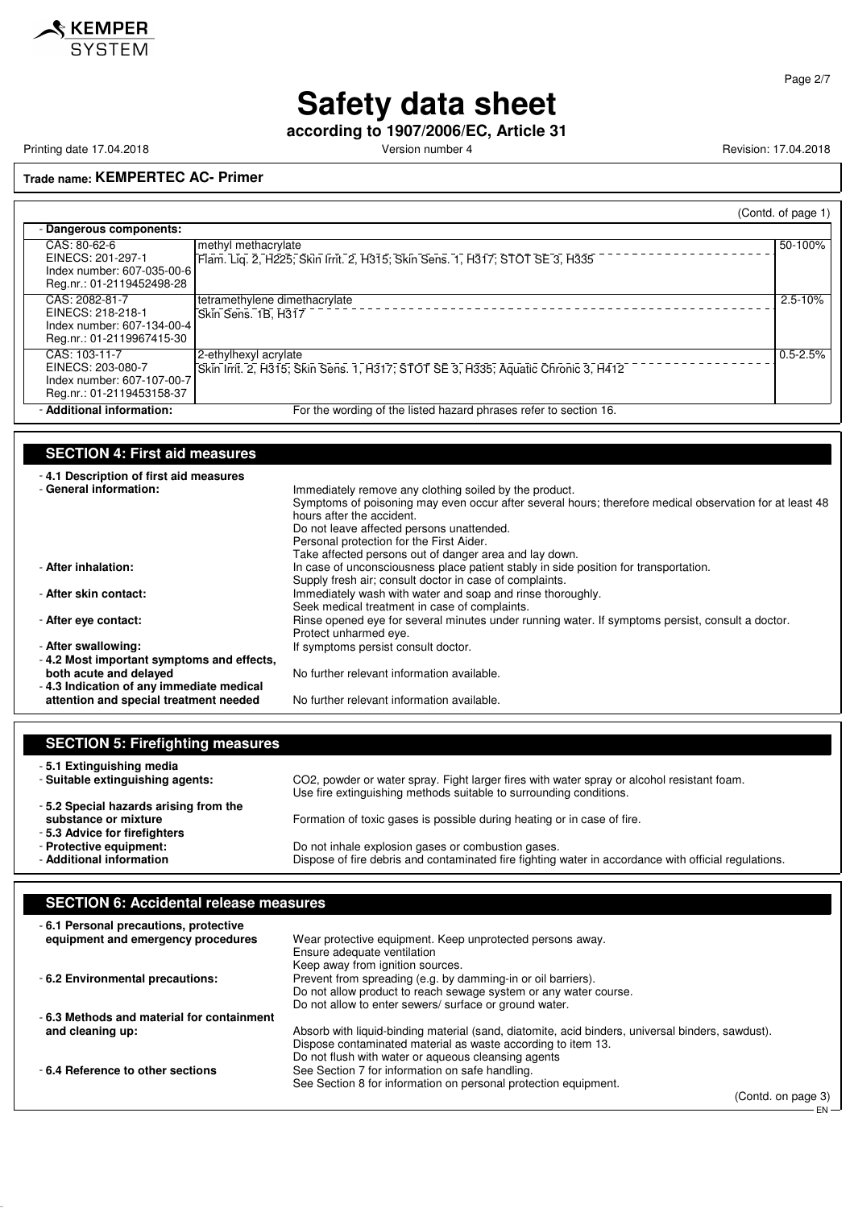# Safety data sheet

**according to 1907/2006/EC, Article 31**

Printing date 17.04.2018 | Version number 4 | Revision: 17.04.2018

**Trade name: KEMPERTEC AC- Primer**

(Contd. of page 1)

- **Dangerous components:**

| Identifiers | Component / Classification | Concentration |
|---|---|---|
| CAS: 80-62-6<br>EINECS: 201-297-1<br>Index number: 607-035-00-6<br>Reg.nr.: 01-2119452498-28 | methyl methacrylate<br>Flam. Liq. 2, H225; Skin Irrit. 2, H315; Skin Sens. 1, H317; STOT SE 3, H335 | 50-100% |
| CAS: 2082-81-7<br>EINECS: 218-218-1<br>Index number: 607-134-00-4<br>Reg.nr.: 01-2119967415-30 | tetramethylene dimethacrylate<br>Skin Sens. 1B, H317 | 2.5-10% |
| CAS: 103-11-7<br>EINECS: 203-080-7<br>Index number: 607-107-00-7<br>Reg.nr.: 01-2119453158-37 | 2-ethylhexyl acrylate<br>Skin Irrit. 2, H315; Skin Sens. 1, H317; STOT SE 3, H335; Aquatic Chronic 3, H412 | 0.5-2.5% |

- **Additional information:** For the wording of the listed hazard phrases refer to section 16.

## SECTION 4: First aid measures

- **4.1 Description of first aid measures**
- **General information:** Immediately remove any clothing soiled by the product.
  Symptoms of poisoning may even occur after several hours; therefore medical observation for at least 48 hours after the accident.
  Do not leave affected persons unattended.
  Personal protection for the First Aider.
  Take affected persons out of danger area and lay down.
- **After inhalation:** In case of unconsciousness place patient stably in side position for transportation.
  Supply fresh air; consult doctor in case of complaints.
- **After skin contact:** Immediately wash with water and soap and rinse thoroughly.
  Seek medical treatment in case of complaints.
- **After eye contact:** Rinse opened eye for several minutes under running water. If symptoms persist, consult a doctor.
  Protect unharmed eye.
- **After swallowing:** If symptoms persist consult doctor.
- **4.2 Most important symptoms and effects, both acute and delayed** No further relevant information available.
- **4.3 Indication of any immediate medical attention and special treatment needed** No further relevant information available.

## SECTION 5: Firefighting measures

- **5.1 Extinguishing media**
- **Suitable extinguishing agents:** $CO_2$, powder or water spray. Fight larger fires with water spray or alcohol resistant foam.
  Use fire extinguishing methods suitable to surrounding conditions.
- **5.2 Special hazards arising from the substance or mixture** Formation of toxic gases is possible during heating or in case of fire.
- **5.3 Advice for firefighters**
- **Protective equipment:** Do not inhale explosion gases or combustion gases.
- **Additional information** Dispose of fire debris and contaminated fire fighting water in accordance with official regulations.

## SECTION 6: Accidental release measures

- **6.1 Personal precautions, protective equipment and emergency procedures** Wear protective equipment. Keep unprotected persons away.
  Ensure adequate ventilation
  Keep away from ignition sources.
- **6.2 Environmental precautions:** Prevent from spreading (e.g. by damming-in or oil barriers).
  Do not allow product to reach sewage system or any water course.
  Do not allow to enter sewers/ surface or ground water.
- **6.3 Methods and material for containment and cleaning up:** Absorb with liquid-binding material (sand, diatomite, acid binders, universal binders, sawdust).
  Dispose contaminated material as waste according to item 13.
  Do not flush with water or aqueous cleansing agents
- **6.4 Reference to other sections** See Section 7 for information on safe handling.
  See Section 8 for information on personal protection equipment.

(Contd. on page 3)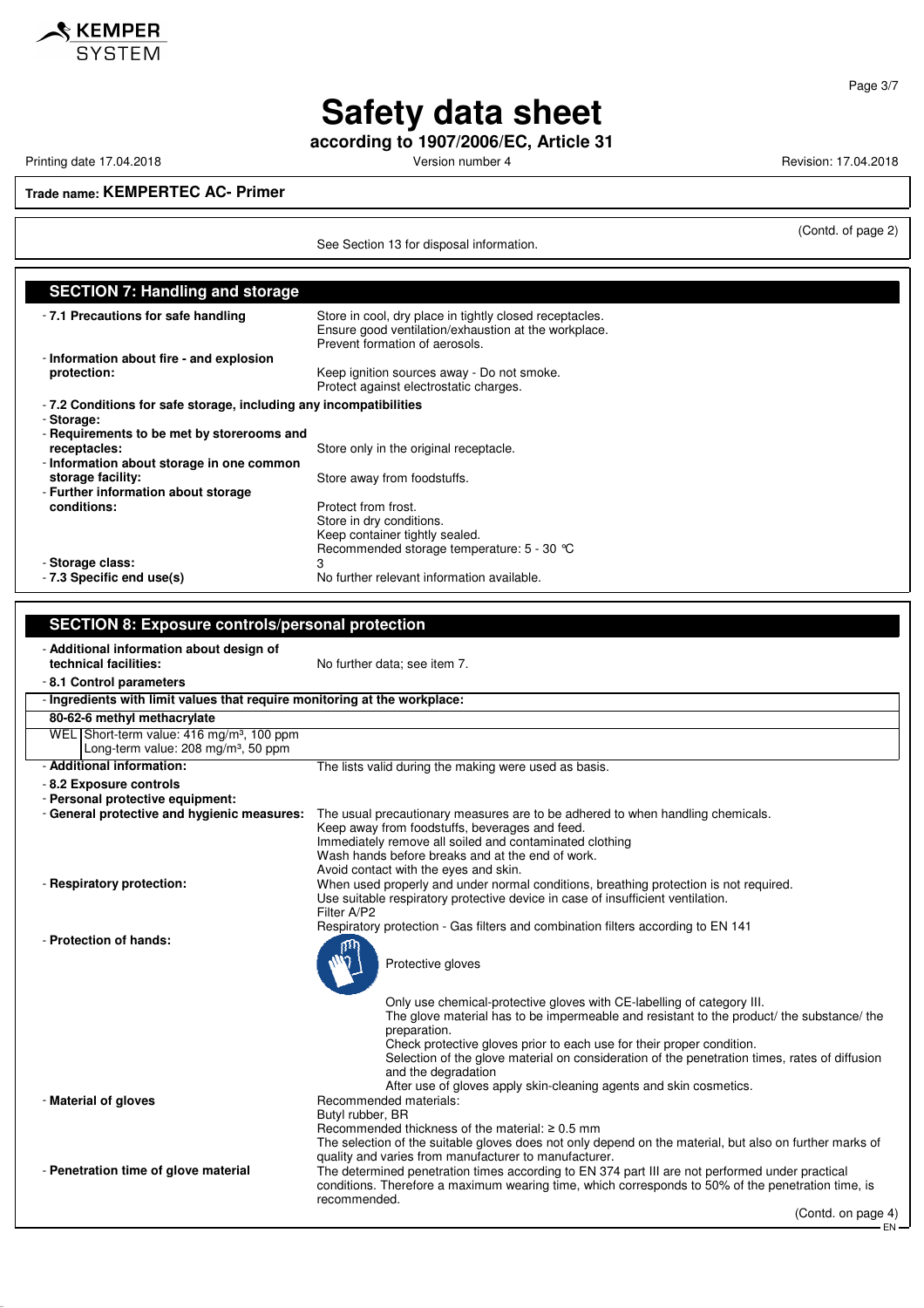**Trade name: KEMPERTEC AC- Primer**

(Contd. of page 2)

See Section 13 for disposal information.

## SECTION 7: Handling and storage

- **7.1 Precautions for safe handling** Store in cool, dry place in tightly closed receptacles.
  Ensure good ventilation/exhaustion at the workplace.
  Prevent formation of aerosols.
- **Information about fire - and explosion protection:** Keep ignition sources away - Do not smoke.
  Protect against electrostatic charges.
- **7.2 Conditions for safe storage, including any incompatibilities**
- **Storage:**
- **Requirements to be met by storerooms and receptacles:** Store only in the original receptacle.
- **Information about storage in one common storage facility:** Store away from foodstuffs.
- **Further information about storage conditions:** Protect from frost.
  Store in dry conditions.
  Keep container tightly sealed.
  Recommended storage temperature: 5 - 30 °C
- **Storage class:** 3
- **7.3 Specific end use(s)** No further relevant information available.

## SECTION 8: Exposure controls/personal protection

- **Additional information about design of technical facilities:** No further data; see item 7.
- **8.1 Control parameters**

| - Ingredients with limit values that require monitoring at the workplace: | |
|---|---|
| **80-62-6 methyl methacrylate** | |
| WEL | Short-term value: 416 mg/m³, 100 ppm<br>Long-term value: 208 mg/m³, 50 ppm |

- **Additional information:** The lists valid during the making were used as basis.
- **8.2 Exposure controls**
- **Personal protective equipment:**
- **General protective and hygienic measures:** The usual precautionary measures are to be adhered to when handling chemicals.
  Keep away from foodstuffs, beverages and feed.
  Immediately remove all soiled and contaminated clothing
  Wash hands before breaks and at the end of work.
  Avoid contact with the eyes and skin.
- **Respiratory protection:** When used properly and under normal conditions, breathing protection is not required.
  Use suitable respiratory protective device in case of insufficient ventilation.
  Filter A/P2
  Respiratory protection - Gas filters and combination filters according to EN 141
- **Protection of hands:**

  Protective gloves

  Only use chemical-protective gloves with CE-labelling of category III.
  The glove material has to be impermeable and resistant to the product/ the substance/ the preparation.
  Check protective gloves prior to each use for their proper condition.
  Selection of the glove material on consideration of the penetration times, rates of diffusion and the degradation
  After use of gloves apply skin-cleaning agents and skin cosmetics.
- **Material of gloves** Recommended materials:
  Butyl rubber, BR
  Recommended thickness of the material: ≥ 0.5 mm
  The selection of the suitable gloves does not only depend on the material, but also on further marks of quality and varies from manufacturer to manufacturer.
- **Penetration time of glove material** The determined penetration times according to EN 374 part III are not performed under practical conditions. Therefore a maximum wearing time, which corresponds to 50% of the penetration time, is recommended.

(Contd. on page 4)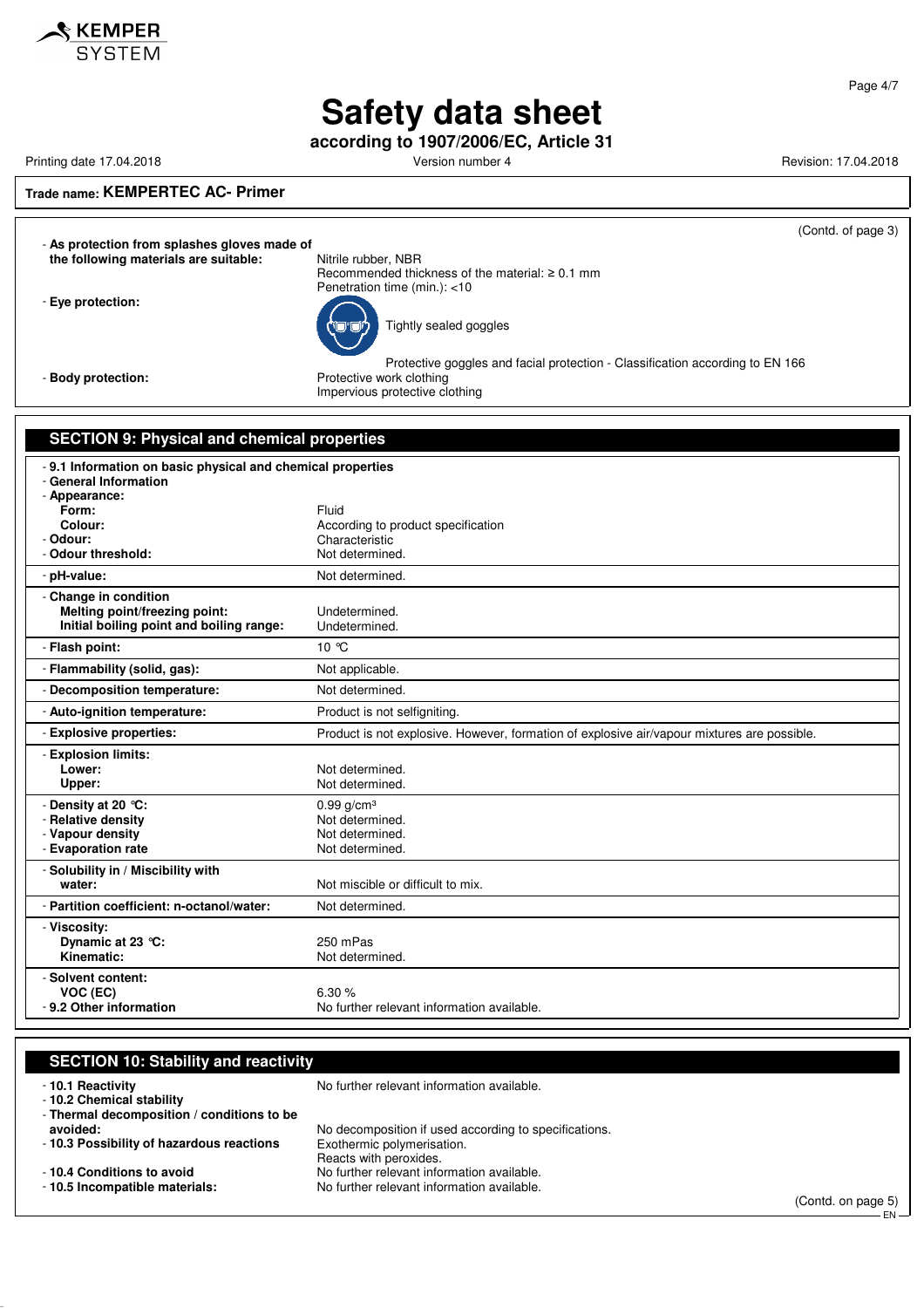**Trade name: KEMPERTEC AC- Primer**

(Contd. of page 3)

| | |
|---|---|
| - **As protection from splashes gloves made of the following materials are suitable:** | Nitrile rubber, NBR<br>Recommended thickness of the material: ≥ 0.1 mm<br>Penetration time (min.): <10 |
| - **Eye protection:** | Tightly sealed goggles<br>Protective goggles and facial protection - Classification according to EN 166 |
| - **Body protection:** | Protective work clothing<br>Impervious protective clothing |

## SECTION 9: Physical and chemical properties

| | |
|---|---|
| - **9.1 Information on basic physical and chemical properties** | |
| - **General Information** | |
| - **Appearance:** | |
| **Form:** | Fluid |
| **Colour:** | According to product specification |
| - **Odour:** | Characteristic |
| - **Odour threshold:** | Not determined. |
| - **pH-value:** | Not determined. |
| - **Change in condition** | |
| **Melting point/freezing point:** | Undetermined. |
| **Initial boiling point and boiling range:** | Undetermined. |
| - **Flash point:** | 10 °C |
| - **Flammability (solid, gas):** | Not applicable. |
| - **Decomposition temperature:** | Not determined. |
| - **Auto-ignition temperature:** | Product is not selfigniting. |
| - **Explosive properties:** | Product is not explosive. However, formation of explosive air/vapour mixtures are possible. |
| - **Explosion limits:** | |
| **Lower:** | Not determined. |
| **Upper:** | Not determined. |
| - **Density at 20 °C:** | 0.99 g/cm³ |
| - **Relative density** | Not determined. |
| - **Vapour density** | Not determined. |
| - **Evaporation rate** | Not determined. |
| - **Solubility in / Miscibility with water:** | Not miscible or difficult to mix. |
| - **Partition coefficient: n-octanol/water:** | Not determined. |
| - **Viscosity:** | |
| **Dynamic at 23 °C:** | 250 mPas |
| **Kinematic:** | Not determined. |
| - **Solvent content:** | |
| **VOC (EC)** | 6.30 % |
| - **9.2 Other information** | No further relevant information available. |

## SECTION 10: Stability and reactivity

| | |
|---|---|
| - **10.1 Reactivity** | No further relevant information available. |
| - **10.2 Chemical stability** | |
| - **Thermal decomposition / conditions to be avoided:** | No decomposition if used according to specifications. |
| - **10.3 Possibility of hazardous reactions** | Exothermic polymerisation.<br>Reacts with peroxides. |
| - **10.4 Conditions to avoid** | No further relevant information available. |
| - **10.5 Incompatible materials:** | No further relevant information available. |

(Contd. on page 5)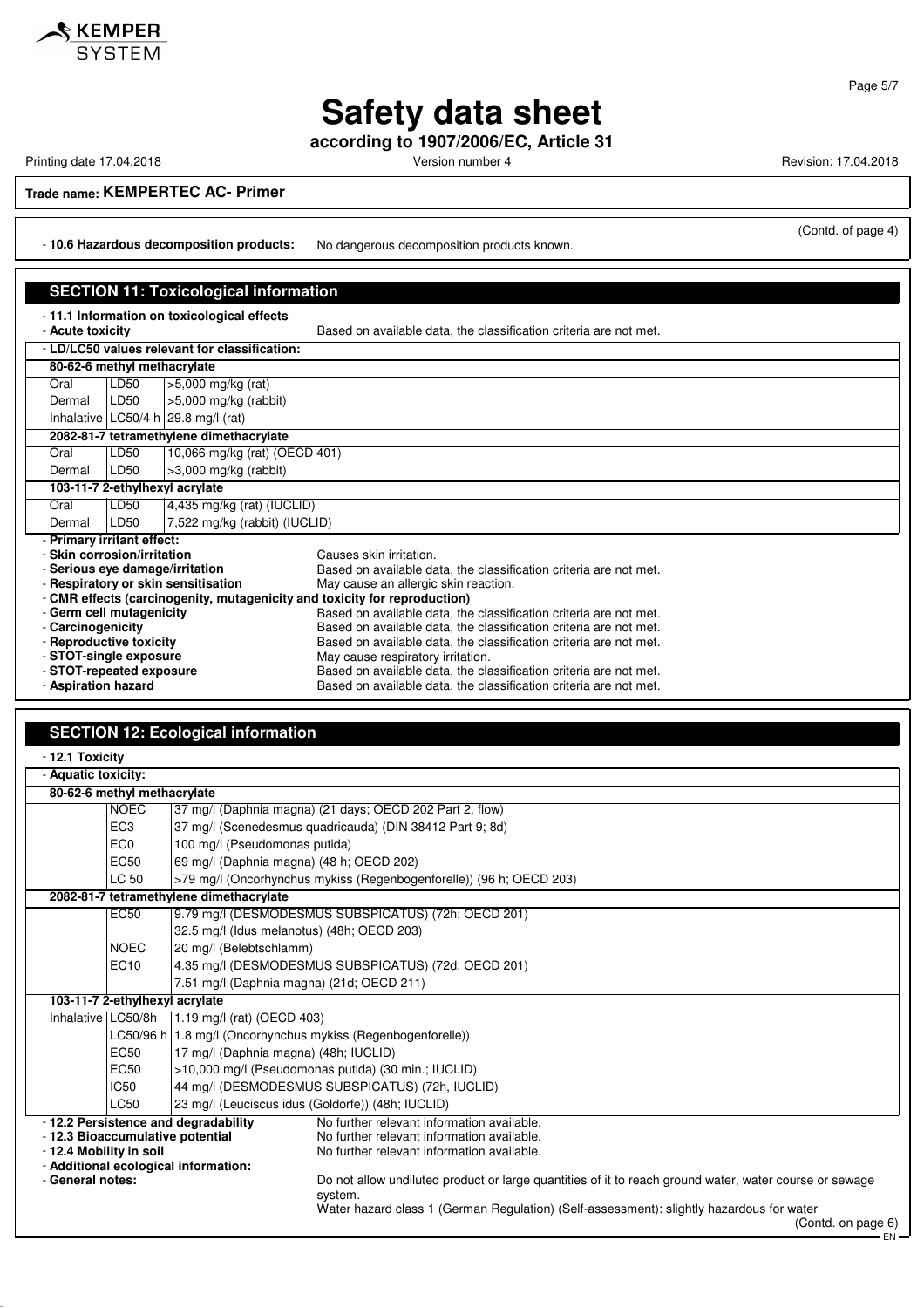**Trade name: KEMPERTEC AC- Primer**

(Contd. of page 4)

- **10.6 Hazardous decomposition products:** No dangerous decomposition products known.

## SECTION 11: Toxicological information

- **11.1 Information on toxicological effects**
- **Acute toxicity** Based on available data, the classification criteria are not met.

| - LD/LC50 values relevant for classification: | | |
|---|---|---|
| **80-62-6 methyl methacrylate** | | |
| Oral | LD50 | >5,000 mg/kg (rat) |
| Dermal | LD50 | >5,000 mg/kg (rabbit) |
| Inhalative | LC50/4 h | 29.8 mg/l (rat) |
| **2082-81-7 tetramethylene dimethacrylate** | | |
| Oral | LD50 | 10,066 mg/kg (rat) (OECD 401) |
| Dermal | LD50 | >3,000 mg/kg (rabbit) |
| **103-11-7 2-ethylhexyl acrylate** | | |
| Oral | LD50 | 4,435 mg/kg (rat) (IUCLID) |
| Dermal | LD50 | 7,522 mg/kg (rabbit) (IUCLID) |

- **Primary irritant effect:**
- **Skin corrosion/irritation** Causes skin irritation.
- **Serious eye damage/irritation** Based on available data, the classification criteria are not met.
- **Respiratory or skin sensitisation** May cause an allergic skin reaction.
- **CMR effects (carcinogenity, mutagenicity and toxicity for reproduction)**
- **Germ cell mutagenicity** Based on available data, the classification criteria are not met.
- **Carcinogenicity** Based on available data, the classification criteria are not met.
- **Reproductive toxicity** Based on available data, the classification criteria are not met.
- **STOT-single exposure** May cause respiratory irritation.
- **STOT-repeated exposure** Based on available data, the classification criteria are not met.
- **Aspiration hazard** Based on available data, the classification criteria are not met.

## SECTION 12: Ecological information

- **12.1 Toxicity**

| - Aquatic toxicity: | | |
|---|---|---|
| **80-62-6 methyl methacrylate** | | |
| | NOEC | 37 mg/l (Daphnia magna) (21 days; OECD 202 Part 2, flow) |
| | EC3 | 37 mg/l (Scenedesmus quadricauda) (DIN 38412 Part 9; 8d) |
| | EC0 | 100 mg/l (Pseudomonas putida) |
| | EC50 | 69 mg/l (Daphnia magna) (48 h; OECD 202) |
| | LC 50 | >79 mg/l (Oncorhynchus mykiss (Regenbogenforelle)) (96 h; OECD 203) |
| **2082-81-7 tetramethylene dimethacrylate** | | |
| | EC50 | 9.79 mg/l (DESMODESMUS SUBSPICATUS) (72h; OECD 201) |
| | | 32.5 mg/l (Idus melanotus) (48h; OECD 203) |
| | NOEC | 20 mg/l (Belebtschlamm) |
| | EC10 | 4.35 mg/l (DESMODESMUS SUBSPICATUS) (72d; OECD 201) |
| | | 7.51 mg/l (Daphnia magna) (21d; OECD 211) |
| **103-11-7 2-ethylhexyl acrylate** | | |
| Inhalative | LC50/8h | 1.19 mg/l (rat) (OECD 403) |
| | LC50/96 h | 1.8 mg/l (Oncorhynchus mykiss (Regenbogenforelle)) |
| | EC50 | 17 mg/l (Daphnia magna) (48h; IUCLID) |
| | EC50 | >10,000 mg/l (Pseudomonas putida) (30 min.; IUCLID) |
| | IC50 | 44 mg/l (DESMODESMUS SUBSPICATUS) (72h, IUCLID) |
| | LC50 | 23 mg/l (Leuciscus idus (Goldorfe)) (48h; IUCLID) |

- **12.2 Persistence and degradability** No further relevant information available.
- **12.3 Bioaccumulative potential** No further relevant information available.
- **12.4 Mobility in soil** No further relevant information available.
- **Additional ecological information:**
- **General notes:** Do not allow undiluted product or large quantities of it to reach ground water, water course or sewage system.
  Water hazard class 1 (German Regulation) (Self-assessment): slightly hazardous for water

(Contd. on page 6)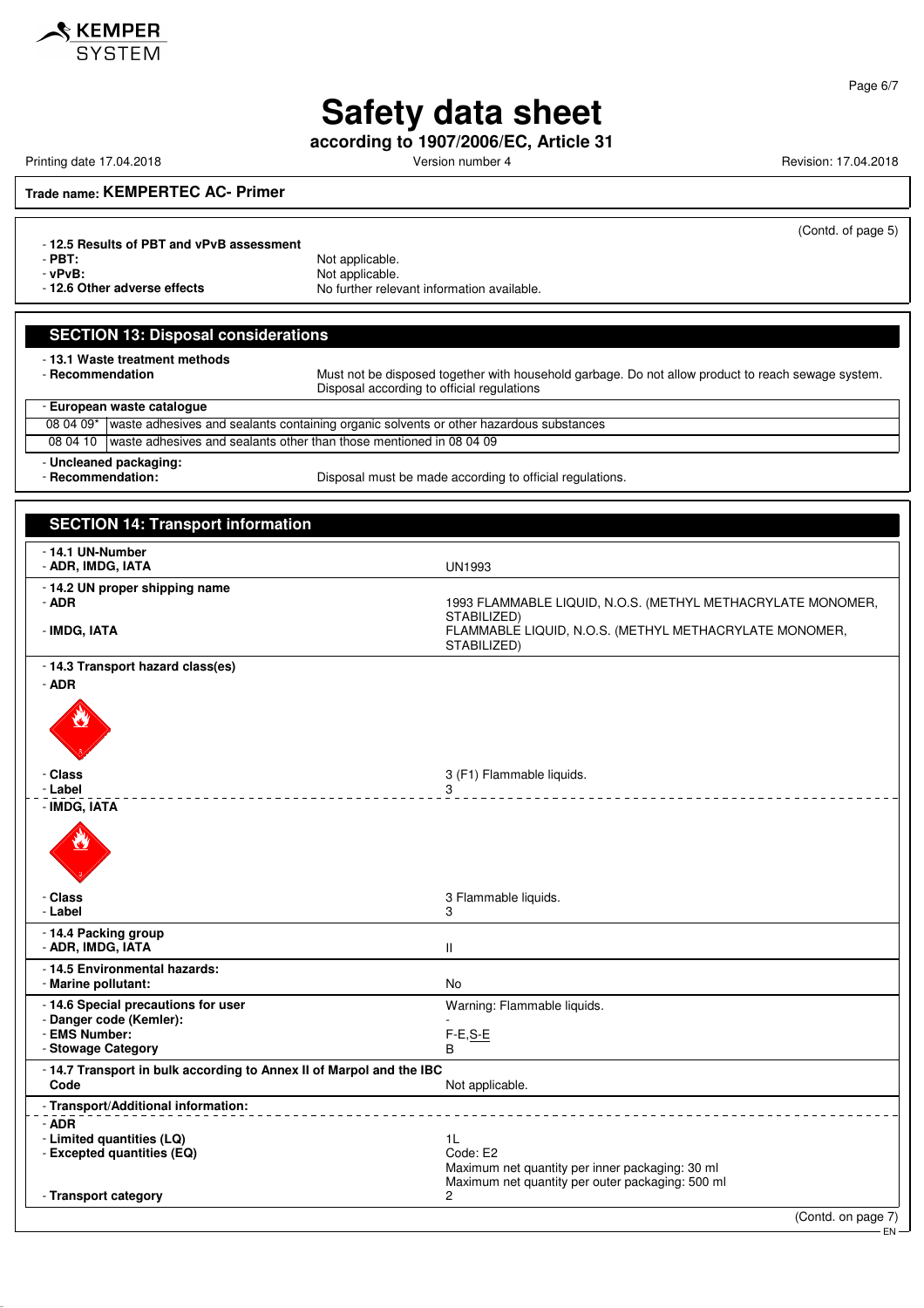# Safety data sheet

**according to 1907/2006/EC, Article 31**

Printing date 17.04.2018 | Version number 4 | Revision: 17.04.2018

**Trade name: KEMPERTEC AC- Primer**

(Contd. of page 5)

- **12.5 Results of PBT and vPvB assessment**
- **PBT:** Not applicable.
- **vPvB:** Not applicable.
- **12.6 Other adverse effects** No further relevant information available.

## SECTION 13: Disposal considerations

- **13.1 Waste treatment methods**
- **Recommendation** Must not be disposed together with household garbage. Do not allow product to reach sewage system. Disposal according to official regulations

- **European waste catalogue**

| | |
|---|---|
| 08 04 09* | waste adhesives and sealants containing organic solvents or other hazardous substances |
| 08 04 10 | waste adhesives and sealants other than those mentioned in 08 04 09 |

- **Uncleaned packaging:**
- **Recommendation:** Disposal must be made according to official regulations.

## SECTION 14: Transport information

- **14.1 UN-Number**
- **ADR, IMDG, IATA** UN1993

- **14.2 UN proper shipping name**
- **ADR** 1993 FLAMMABLE LIQUID, N.O.S. (METHYL METHACRYLATE MONOMER, STABILIZED)
- **IMDG, IATA** FLAMMABLE LIQUID, N.O.S. (METHYL METHACRYLATE MONOMER, STABILIZED)

- **14.3 Transport hazard class(es)**
- **ADR**
- **Class** 3 (F1) Flammable liquids.
- **Label** 3

- **IMDG, IATA**
- **Class** 3 Flammable liquids.
- **Label** 3

- **14.4 Packing group**
- **ADR, IMDG, IATA** II

- **14.5 Environmental hazards:**
- **Marine pollutant:** No

- **14.6 Special precautions for user** Warning: Flammable liquids.
- **Danger code (Kemler):** -
- **EMS Number:** F-E,S-E
- **Stowage Category** B

- **14.7 Transport in bulk according to Annex II of Marpol and the IBC Code** Not applicable.

- **Transport/Additional information:**

- **ADR**
- **Limited quantities (LQ)** 1L
- **Excepted quantities (EQ)** Code: E2
  Maximum net quantity per inner packaging: 30 ml
  Maximum net quantity per outer packaging: 500 ml
- **Transport category** 2

(Contd. on page 7)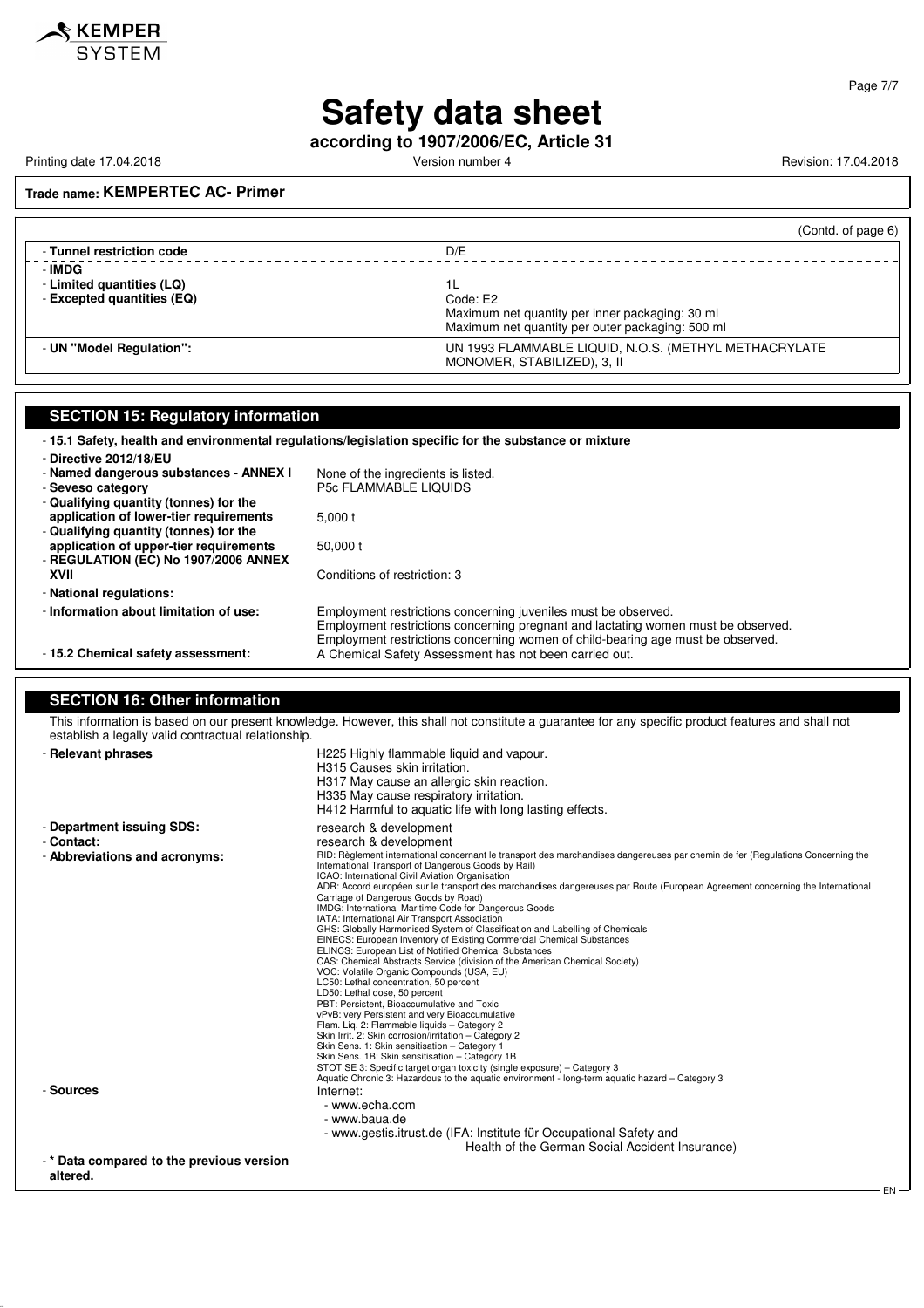**Safety data sheet**

**according to 1907/2006/EC, Article 31**

Printing date 17.04.2018 Version number 4 Revision: 17.04.2018

**Trade name: KEMPERTEC AC- Primer**

(Contd. of page 6)

| | |
|---|---|
| - **Tunnel restriction code** | D/E |
| - **IMDG** | |
| - **Limited quantities (LQ)** | 1L |
| - **Excepted quantities (EQ)** | Code: E2<br>Maximum net quantity per inner packaging: 30 ml<br>Maximum net quantity per outer packaging: 500 ml |
| - **UN "Model Regulation":** | UN 1993 FLAMMABLE LIQUID, N.O.S. (METHYL METHACRYLATE MONOMER, STABILIZED), 3, II |

## SECTION 15: Regulatory information

- **15.1 Safety, health and environmental regulations/legislation specific for the substance or mixture**

| | |
|---|---|
| - **Directive 2012/18/EU** | |
| - **Named dangerous substances - ANNEX I** | None of the ingredients is listed. |
| - **Seveso category** | P5c FLAMMABLE LIQUIDS |
| - **Qualifying quantity (tonnes) for the application of lower-tier requirements** | 5,000 t |
| - **Qualifying quantity (tonnes) for the application of upper-tier requirements** | 50,000 t |
| - **REGULATION (EC) No 1907/2006 ANNEX XVII** | Conditions of restriction: 3 |
| - **National regulations:** | |
| - **Information about limitation of use:** | Employment restrictions concerning juveniles must be observed.<br>Employment restrictions concerning pregnant and lactating women must be observed.<br>Employment restrictions concerning women of child-bearing age must be observed. |
| - **15.2 Chemical safety assessment:** | A Chemical Safety Assessment has not been carried out. |

## SECTION 16: Other information

This information is based on our present knowledge. However, this shall not constitute a guarantee for any specific product features and shall not establish a legally valid contractual relationship.

| | |
|---|---|
| - **Relevant phrases** | H225 Highly flammable liquid and vapour.<br>H315 Causes skin irritation.<br>H317 May cause an allergic skin reaction.<br>H335 May cause respiratory irritation.<br>H412 Harmful to aquatic life with long lasting effects. |
| - **Department issuing SDS:** | research & development |
| - **Contact:** | research & development |
| - **Abbreviations and acronyms:** | RID: Règlement international concernant le transport des marchandises dangereuses par chemin de fer (Regulations Concerning the International Transport of Dangerous Goods by Rail)<br>ICAO: International Civil Aviation Organisation<br>ADR: Accord européen sur le transport des marchandises dangereuses par Route (European Agreement concerning the International Carriage of Dangerous Goods by Road)<br>IMDG: International Maritime Code for Dangerous Goods<br>IATA: International Air Transport Association<br>GHS: Globally Harmonised System of Classification and Labelling of Chemicals<br>EINECS: European Inventory of Existing Commercial Chemical Substances<br>ELINCS: European List of Notified Chemical Substances<br>CAS: Chemical Abstracts Service (division of the American Chemical Society)<br>VOC: Volatile Organic Compounds (USA, EU)<br>LC50: Lethal concentration, 50 percent<br>LD50: Lethal dose, 50 percent<br>PBT: Persistent, Bioaccumulative and Toxic<br>vPvB: very Persistent and very Bioaccumulative<br>Flam. Liq. 2: Flammable liquids – Category 2<br>Skin Irrit. 2: Skin corrosion/irritation – Category 2<br>Skin Sens. 1: Skin sensitisation – Category 1<br>Skin Sens. 1B: Skin sensitisation – Category 1B<br>STOT SE 3: Specific target organ toxicity (single exposure) – Category 3<br>Aquatic Chronic 3: Hazardous to the aquatic environment - long-term aquatic hazard – Category 3 |
| - **Sources** | Internet:<br>- www.echa.com<br>- www.baua.de<br>- www.gestis.itrust.de (IFA: Institute für Occupational Safety and Health of the German Social Accident Insurance) |
| - **\* Data compared to the previous version altered.** | |